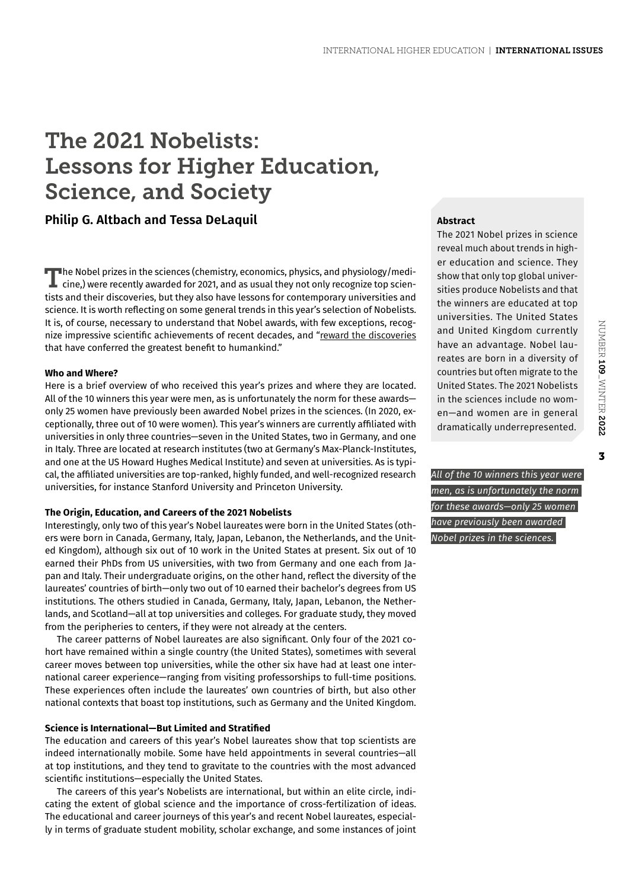# The 2021 Nobelists: Lessons for Higher Education, Science, and Society

**Philip G. Altbach and Tessa DeLaquil**

**Abstract**

The 2021 Nobel prizes in science reveal much about trends in higher education and science. They show that only top global universities produce Nobelists and that the winners are educated at top universities. The United States and United Kingdom currently have an advantage. Nobel laureates are born in a diversity of countries but often migrate to the United States. The 2021 Nobelists in the sciences include no women—and women are in general dramatically underrepresented.

The Nobel prizes in the sciences (chemistry, economics, physics, and physiology/medicine,) were recently awarded for 2021, and as usual they not only recognize top scientists and their discoveries, but they also have lessons for contemporary universities and science. It is worth reflecting on some general trends in this year's selection of Nobelists. It is, of course, necessary to understand that Nobel awards, with few exceptions, recognize impressive scientific achievements of recent decades, and "reward the discoveries that have conferred the greatest benefit to humankind."

**Who and Where?**

Here is a brief overview of who received this year's prizes and where they are located. All of the 10 winners this year were men, as is unfortunately the norm for these awards—only 25 women have previously been awarded Nobel prizes in the sciences. (In 2020, exceptionally, three out of 10 were women). This year's winners are currently affiliated with universities in only three countries—seven in the United States, two in Germany, and one in Italy. Three are located at research institutes (two at Germany's Max-Planck-Institutes, and one at the US Howard Hughes Medical Institute) and seven at universities. As is typical, the affiliated universities are top-ranked, highly funded, and well-recognized research universities, for instance Stanford University and Princeton University.

*All of the 10 winners this year were men, as is unfortunately the norm for these awards—only 25 women have previously been awarded Nobel prizes in the sciences.*

**The Origin, Education, and Careers of the 2021 Nobelists**

Interestingly, only two of this year's Nobel laureates were born in the United States (others were born in Canada, Germany, Italy, Japan, Lebanon, the Netherlands, and the United Kingdom), although six out of 10 work in the United States at present. Six out of 10 earned their PhDs from US universities, with two from Germany and one each from Japan and Italy. Their undergraduate origins, on the other hand, reflect the diversity of the laureates' countries of birth—only two out of 10 earned their bachelor's degrees from US institutions. The others studied in Canada, Germany, Italy, Japan, Lebanon, the Netherlands, and Scotland—all at top universities and colleges. For graduate study, they moved from the peripheries to centers, if they were not already at the centers.

The career patterns of Nobel laureates are also significant. Only four of the 2021 cohort have remained within a single country (the United States), sometimes with several career moves between top universities, while the other six have had at least one international career experience—ranging from visiting professorships to full-time positions. These experiences often include the laureates' own countries of birth, but also other national contexts that boast top institutions, such as Germany and the United Kingdom.

**Science is International—But Limited and Stratified**

The education and careers of this year's Nobel laureates show that top scientists are indeed internationally mobile. Some have held appointments in several countries—all at top institutions, and they tend to gravitate to the countries with the most advanced scientific institutions—especially the United States.

The careers of this year's Nobelists are international, but within an elite circle, indicating the extent of global science and the importance of cross-fertilization of ideas. The educational and career journeys of this year's and recent Nobel laureates, especially in terms of graduate student mobility, scholar exchange, and some instances of joint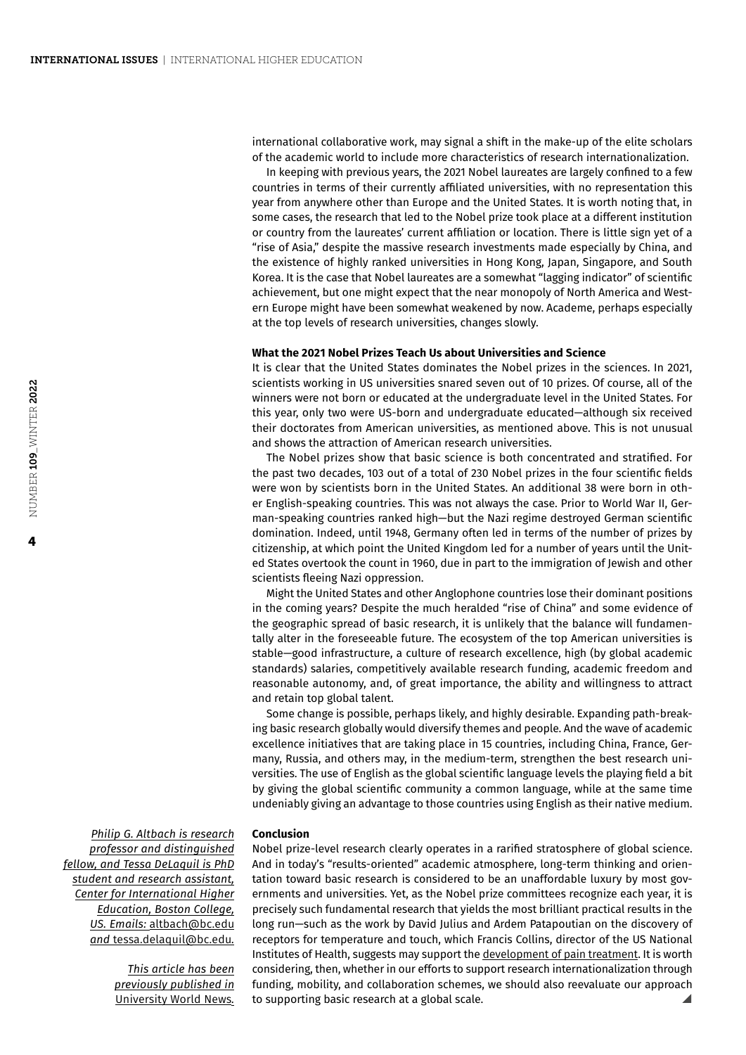international collaborative work, may signal a shift in the make-up of the elite scholars of the academic world to include more characteristics of research internationalization.

In keeping with previous years, the 2021 Nobel laureates are largely confined to a few countries in terms of their currently affiliated universities, with no representation this year from anywhere other than Europe and the United States. It is worth noting that, in some cases, the research that led to the Nobel prize took place at a different institution or country from the laureates' current affiliation or location. There is little sign yet of a "rise of Asia," despite the massive research investments made especially by China, and the existence of highly ranked universities in Hong Kong, Japan, Singapore, and South Korea. It is the case that Nobel laureates are a somewhat "lagging indicator" of scientific achievement, but one might expect that the near monopoly of North America and Western Europe might have been somewhat weakened by now. Academe, perhaps especially at the top levels of research universities, changes slowly.

**What the 2021 Nobel Prizes Teach Us about Universities and Science**

It is clear that the United States dominates the Nobel prizes in the sciences. In 2021, scientists working in US universities snared seven out of 10 prizes. Of course, all of the winners were not born or educated at the undergraduate level in the United States. For this year, only two were US-born and undergraduate educated—although six received their doctorates from American universities, as mentioned above. This is not unusual and shows the attraction of American research universities.

The Nobel prizes show that basic science is both concentrated and stratified. For the past two decades, 103 out of a total of 230 Nobel prizes in the four scientific fields were won by scientists born in the United States. An additional 38 were born in other English-speaking countries. This was not always the case. Prior to World War II, German-speaking countries ranked high—but the Nazi regime destroyed German scientific domination. Indeed, until 1948, Germany often led in terms of the number of prizes by citizenship, at which point the United Kingdom led for a number of years until the United States overtook the count in 1960, due in part to the immigration of Jewish and other scientists fleeing Nazi oppression.

Might the United States and other Anglophone countries lose their dominant positions in the coming years? Despite the much heralded "rise of China" and some evidence of the geographic spread of basic research, it is unlikely that the balance will fundamentally alter in the foreseeable future. The ecosystem of the top American universities is stable—good infrastructure, a culture of research excellence, high (by global academic standards) salaries, competitively available research funding, academic freedom and reasonable autonomy, and, of great importance, the ability and willingness to attract and retain top global talent.

Some change is possible, perhaps likely, and highly desirable. Expanding path-breaking basic research globally would diversify themes and people. And the wave of academic excellence initiatives that are taking place in 15 countries, including China, France, Germany, Russia, and others may, in the medium-term, strengthen the best research universities. The use of English as the global scientific language levels the playing field a bit by giving the global scientific community a common language, while at the same time undeniably giving an advantage to those countries using English as their native medium.

**Conclusion**

Nobel prize-level research clearly operates in a rarified stratosphere of global science. And in today's "results-oriented" academic atmosphere, long-term thinking and orientation toward basic research is considered to be an unaffordable luxury by most governments and universities. Yet, as the Nobel prize committees recognize each year, it is precisely such fundamental research that yields the most brilliant practical results in the long run—such as the work by David Julius and Ardem Patapoutian on the discovery of receptors for temperature and touch, which Francis Collins, director of the US National Institutes of Health, suggests may support the development of pain treatment. It is worth considering, then, whether in our efforts to support research internationalization through funding, mobility, and collaboration schemes, we should also reevaluate our approach to supporting basic research at a global scale.

*Philip G. Altbach is research professor and distinguished fellow, and Tessa DeLaquil is PhD student and research assistant, Center for International Higher Education, Boston College, US. Emails:* altbach@bc.edu *and* tessa.delaquil@bc.edu.

*This article has been previously published in* University World News.